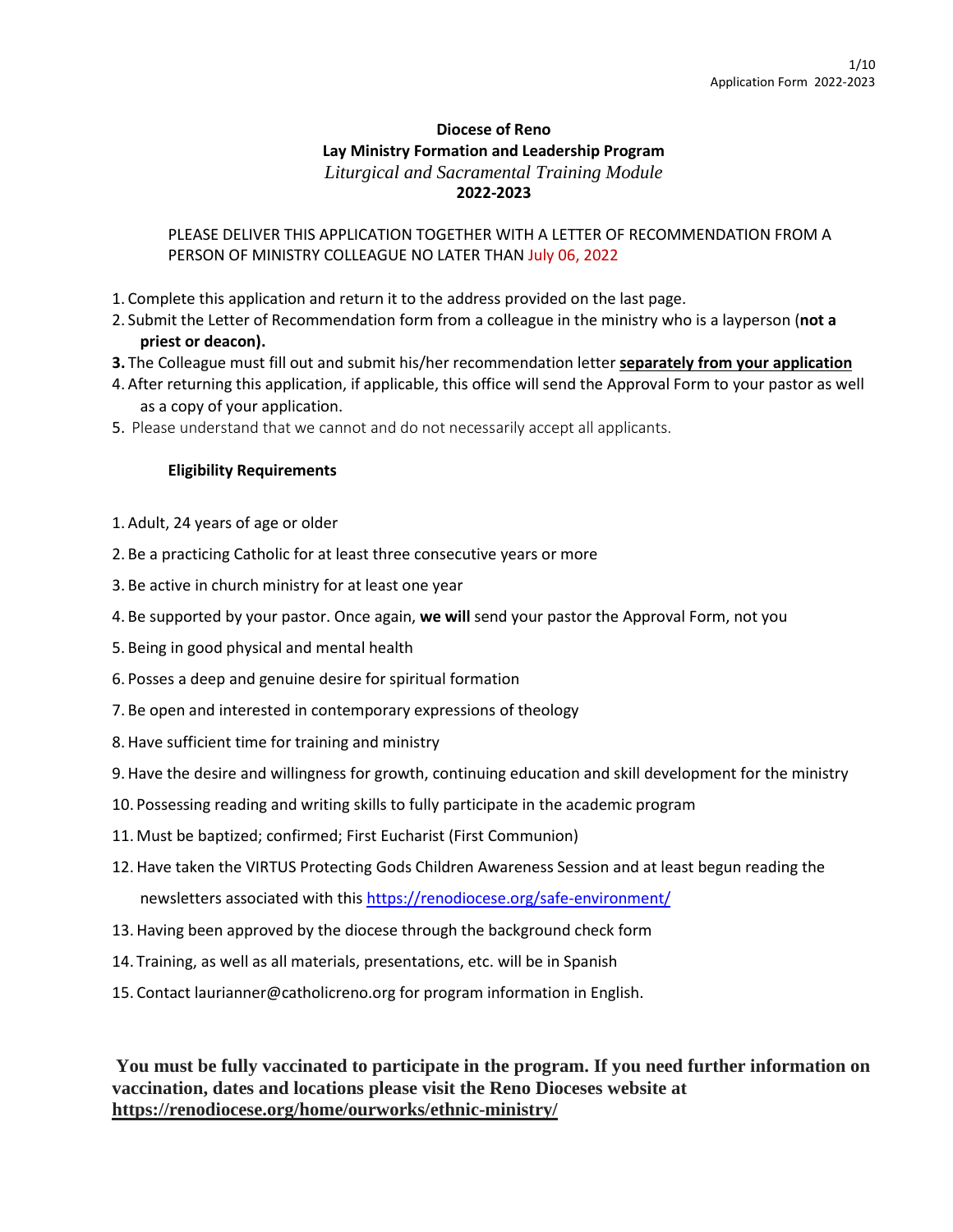**Diocese of Reno**

**Lay Ministry Formation and Leadership Program**

*Liturgical and Sacramental Training Module*

**2022-2023**

PLEASE DELIVER THIS APPLICATION TOGETHER WITH A LETTER OF RECOMMENDATION FROM A PERSON OF MINISTRY COLLEAGUE NO LATER THAN July 06, 2022

1. Complete this application and return it to the address provided on the last page.
2. Submit the Letter of Recommendation form from a colleague in the ministry who is a layperson (**not a priest or deacon).**
3. The Colleague must fill out and submit his/her recommendation letter **separately from your application**
4. After returning this application, if applicable, this office will send the Approval Form to your pastor as well as a copy of your application.
5. Please understand that we cannot and do not necessarily accept all applicants.

**Eligibility Requirements**

1. Adult, 24 years of age or older
2. Be a practicing Catholic for at least three consecutive years or more
3. Be active in church ministry for at least one year
4. Be supported by your pastor. Once again, **we will** send your pastor the Approval Form, not you
5. Being in good physical and mental health
6. Posses a deep and genuine desire for spiritual formation
7. Be open and interested in contemporary expressions of theology
8. Have sufficient time for training and ministry
9. Have the desire and willingness for growth, continuing education and skill development for the ministry
10. Possessing reading and writing skills to fully participate in the academic program
11. Must be baptized; confirmed; First Eucharist (First Communion)
12. Have taken the VIRTUS Protecting Gods Children Awareness Session and at least begun reading the newsletters associated with this https://renodiocese.org/safe-environment/
13. Having been approved by the diocese through the background check form
14. Training, as well as all materials, presentations, etc. will be in Spanish
15. Contact laurianner@catholicreno.org for program information in English.

**You must be fully vaccinated to participate in the program. If you need further information on vaccination, dates and locations please visit the Reno Dioceses website at https://renodiocese.org/home/ourworks/ethnic-ministry/**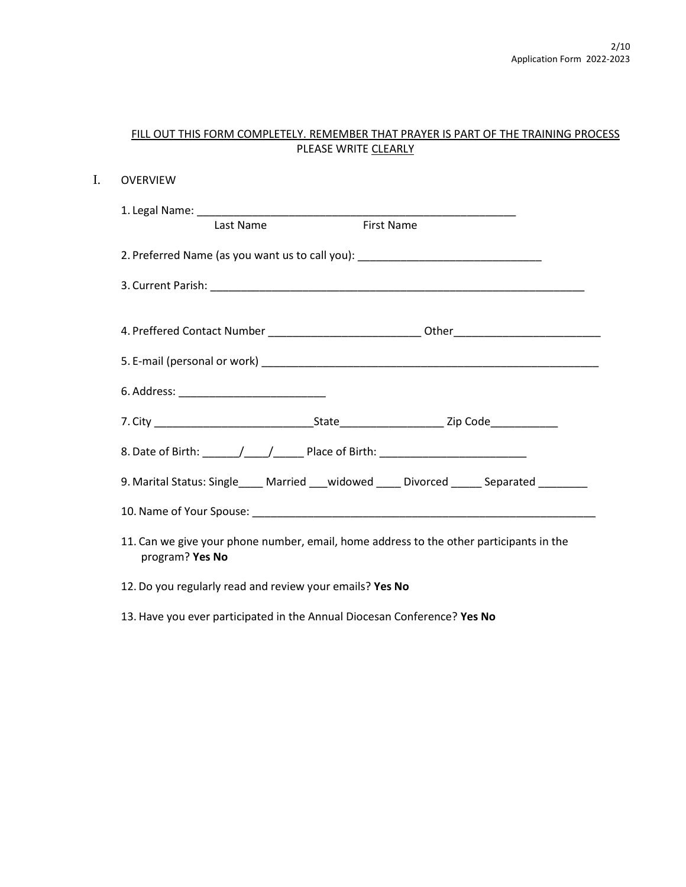FILL OUT THIS FORM COMPLETELY. REMEMBER THAT PRAYER IS PART OF THE TRAINING PROCESS
PLEASE WRITE CLEARLY

## I. OVERVIEW

1. Legal Name: _______________________________________________________
   Last Name                    First Name

2. Preferred Name (as you want us to call you): ______________________________

3. Current Parish: _________________________________________________________________

4. Preffered Contact Number _________________________ Other________________________

5. E-mail (personal or work) _________________________________________________________

6. Address: ________________________

7. City __________________________State________________ Zip Code___________

8. Date of Birth: ______/____/_____ Place of Birth: ________________________

9. Marital Status: Single____ Married ___widowed ____ Divorced _____ Separated ________

10. Name of Your Spouse: ________________________________________________________

11. Can we give your phone number, email, home address to the other participants in the program? **Yes No**

12. Do you regularly read and review your emails? **Yes No**

13. Have you ever participated in the Annual Diocesan Conference? **Yes No**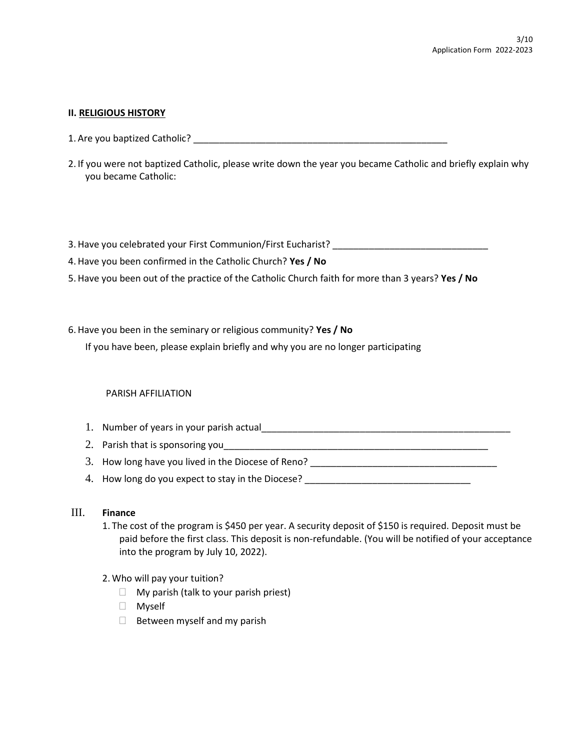## II. RELIGIOUS HISTORY

1. Are you baptized Catholic? ___________________________________________________

2. If you were not baptized Catholic, please write down the year you became Catholic and briefly explain why you became Catholic:

3. Have you celebrated your First Communion/First Eucharist? ______________________________

4. Have you been confirmed in the Catholic Church? **Yes / No**

5. Have you been out of the practice of the Catholic Church faith for more than 3 years? **Yes / No**

6. Have you been in the seminary or religious community? **Yes / No**

   If you have been, please explain briefly and why you are no longer participating

PARISH AFFILIATION

1. Number of years in your parish actual__________________________________________________
2. Parish that is sponsoring you_____________________________________________________
3. How long have you lived in the Diocese of Reno? ____________________________________
4. How long do you expect to stay in the Diocese? ________________________________

## III. Finance

1. The cost of the program is $450 per year. A security deposit of $150 is required. Deposit must be paid before the first class. This deposit is non-refundable. (You will be notified of your acceptance into the program by July 10, 2022).

2. Who will pay your tuition?
   - ☐ My parish (talk to your parish priest)
   - ☐ Myself
   - ☐ Between myself and my parish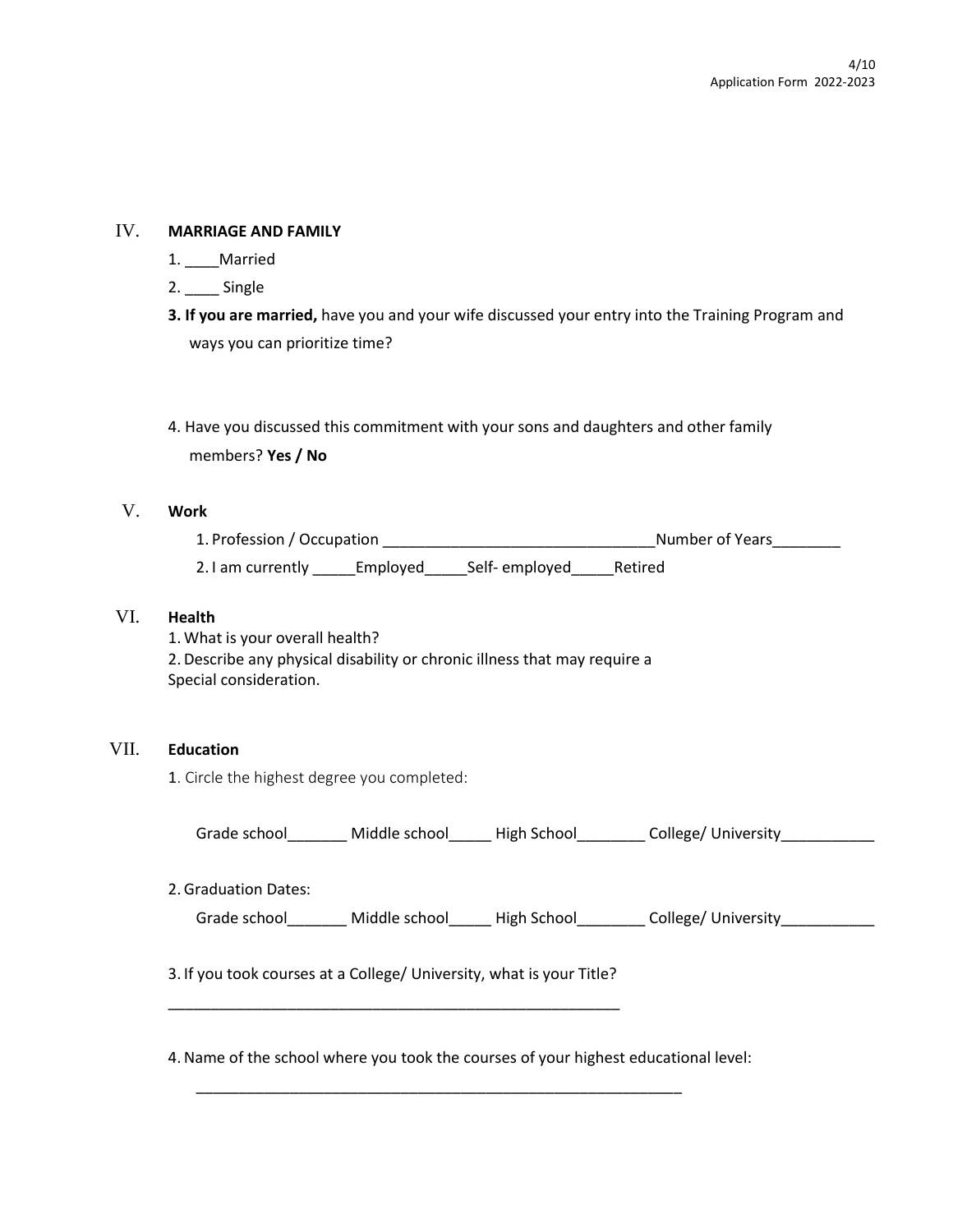## IV. MARRIAGE AND FAMILY

1. ____Married
2. ____ Single
3. **If you are married,** have you and your wife discussed your entry into the Training Program and ways you can prioritize time?

4. Have you discussed this commitment with your sons and daughters and other family members? **Yes / No**

## V. Work

1. Profession / Occupation ________________________________Number of Years________
2. I am currently _____Employed_____Self- employed_____Retired

## VI. Health

1. What is your overall health?
2. Describe any physical disability or chronic illness that may require a Special consideration.

## VII. Education

1. Circle the highest degree you completed:

   Grade school_______ Middle school_____ High School________ College/ University___________

2. Graduation Dates:

   Grade school_______ Middle school_____ High School________ College/ University___________

3. If you took courses at a College/ University, what is your Title?

   _______________________________________________________

4. Name of the school where you took the courses of your highest educational level:

   ___________________________________________________________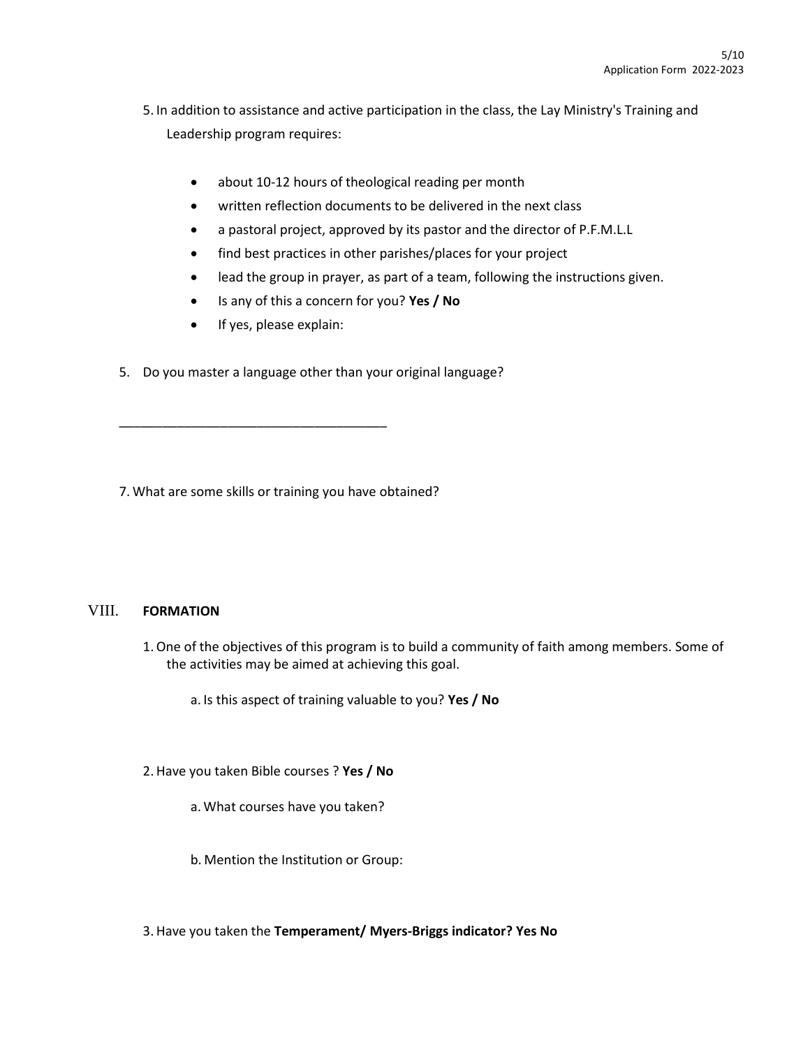5. In addition to assistance and active participation in the class, the Lay Ministry's Training and Leadership program requires:

    - about 10-12 hours of theological reading per month
    - written reflection documents to be delivered in the next class
    - a pastoral project, approved by its pastor and the director of P.F.M.L.L
    - find best practices in other parishes/places for your project
    - lead the group in prayer, as part of a team, following the instructions given.
    - Is any of this a concern for you? **Yes / No**
    - If yes, please explain:

5. Do you master a language other than your original language?

_____________________________________

7. What are some skills or training you have obtained?

## VIII. FORMATION

1. One of the objectives of this program is to build a community of faith among members. Some of the activities may be aimed at achieving this goal.

    a. Is this aspect of training valuable to you? **Yes / No**

2. Have you taken Bible courses ? **Yes / No**

    a. What courses have you taken?

    b. Mention the Institution or Group:

3. Have you taken the **Temperament/ Myers-Briggs indicator? Yes No**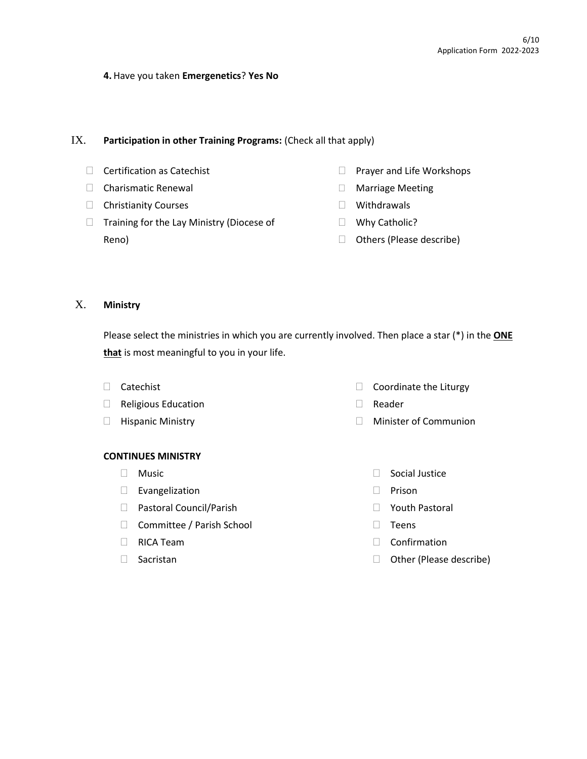**4.** Have you taken **Emergenetics**? **Yes No**

## IX. Participation in other Training Programs: (Check all that apply)

- ☐ Certification as Catechist
- ☐ Charismatic Renewal
- ☐ Christianity Courses
- ☐ Training for the Lay Ministry (Diocese of Reno)
- ☐ Prayer and Life Workshops
- ☐ Marriage Meeting
- ☐ Withdrawals
- ☐ Why Catholic?
- ☐ Others (Please describe)

## X. Ministry

Please select the ministries in which you are currently involved. Then place a star (*) in the **ONE that** is most meaningful to you in your life.

- ☐ Catechist
- ☐ Religious Education
- ☐ Hispanic Ministry
- ☐ Coordinate the Liturgy
- ☐ Reader
- ☐ Minister of Communion

**CONTINUES MINISTRY**

- ☐ Music
- ☐ Evangelization
- ☐ Pastoral Council/Parish
- ☐ Committee / Parish School
- ☐ RICA Team
- ☐ Sacristan
- ☐ Social Justice
- ☐ Prison
- ☐ Youth Pastoral
- ☐ Teens
- ☐ Confirmation
- ☐ Other (Please describe)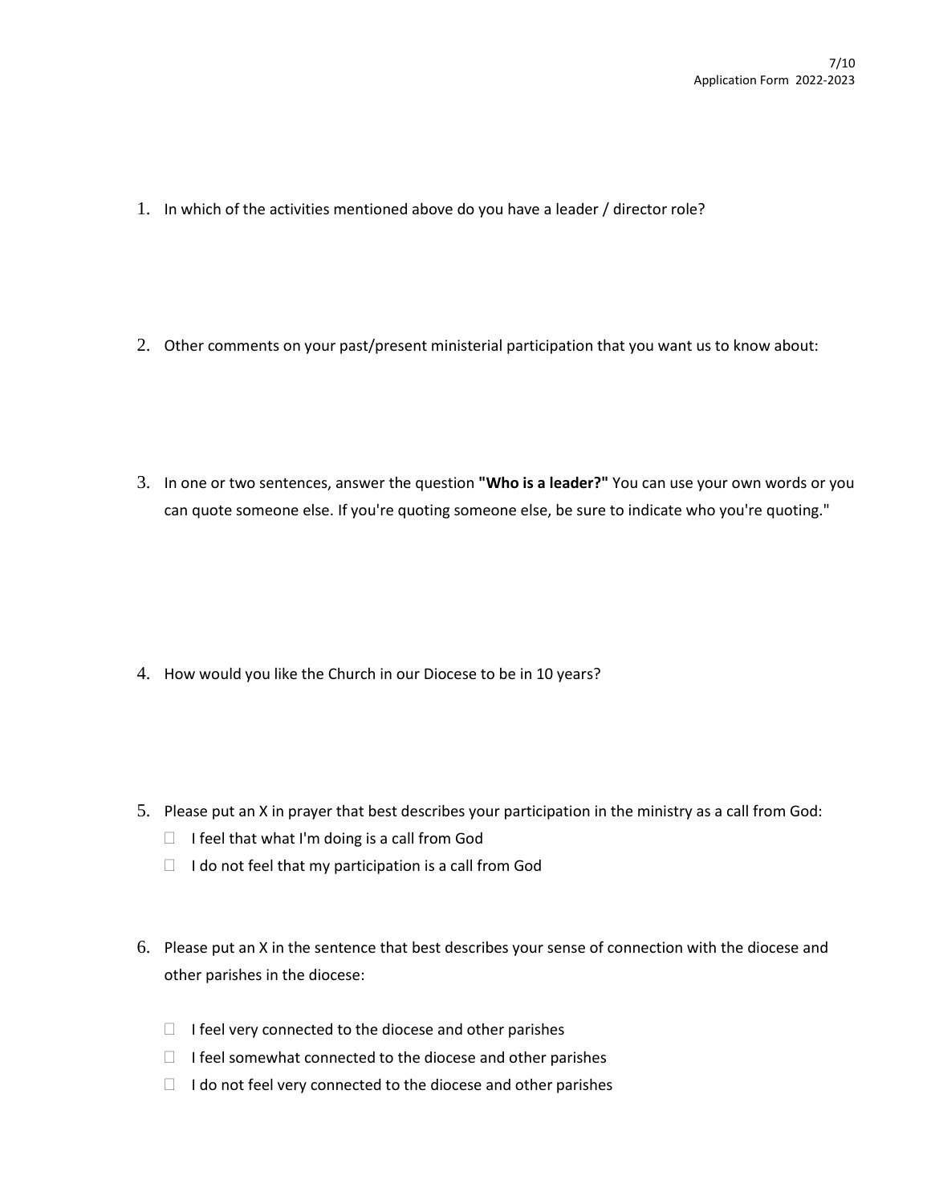1. In which of the activities mentioned above do you have a leader / director role?

2. Other comments on your past/present ministerial participation that you want us to know about:

3. In one or two sentences, answer the question **"Who is a leader?"** You can use your own words or you can quote someone else. If you're quoting someone else, be sure to indicate who you're quoting."

4. How would you like the Church in our Diocese to be in 10 years?

5. Please put an X in prayer that best describes your participation in the ministry as a call from God:
   - ☐ I feel that what I'm doing is a call from God
   - ☐ I do not feel that my participation is a call from God

6. Please put an X in the sentence that best describes your sense of connection with the diocese and other parishes in the diocese:
   - ☐ I feel very connected to the diocese and other parishes
   - ☐ I feel somewhat connected to the diocese and other parishes
   - ☐ I do not feel very connected to the diocese and other parishes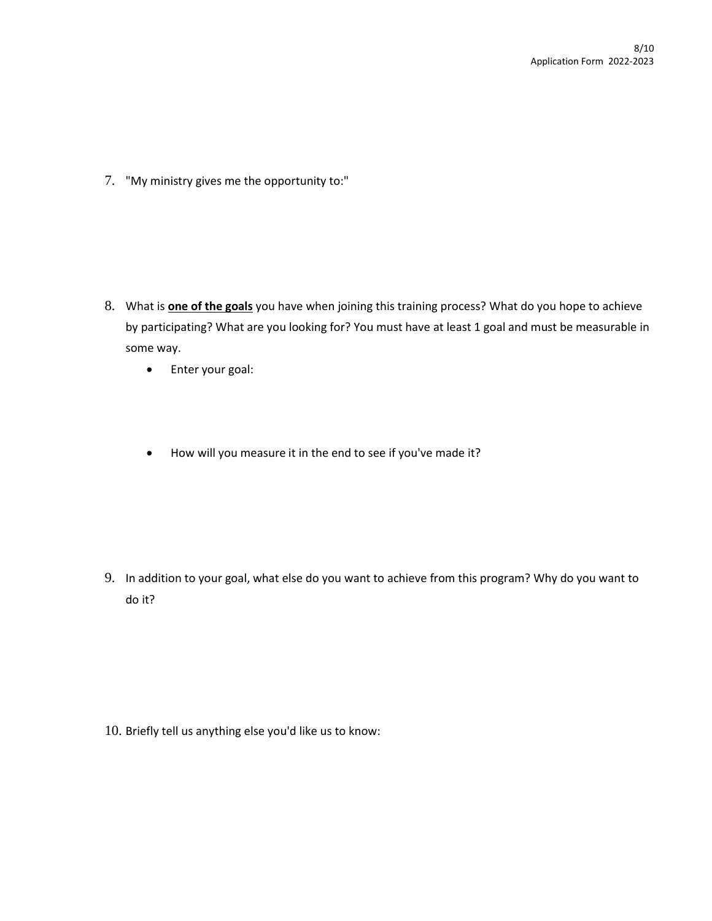7. "My ministry gives me the opportunity to:"

8. What is **<u>one of the goals</u>** you have when joining this training process? What do you hope to achieve by participating? What are you looking for? You must have at least 1 goal and must be measurable in some way.

    - Enter your goal:

    - How will you measure it in the end to see if you've made it?

9. In addition to your goal, what else do you want to achieve from this program? Why do you want to do it?

10. Briefly tell us anything else you'd like us to know: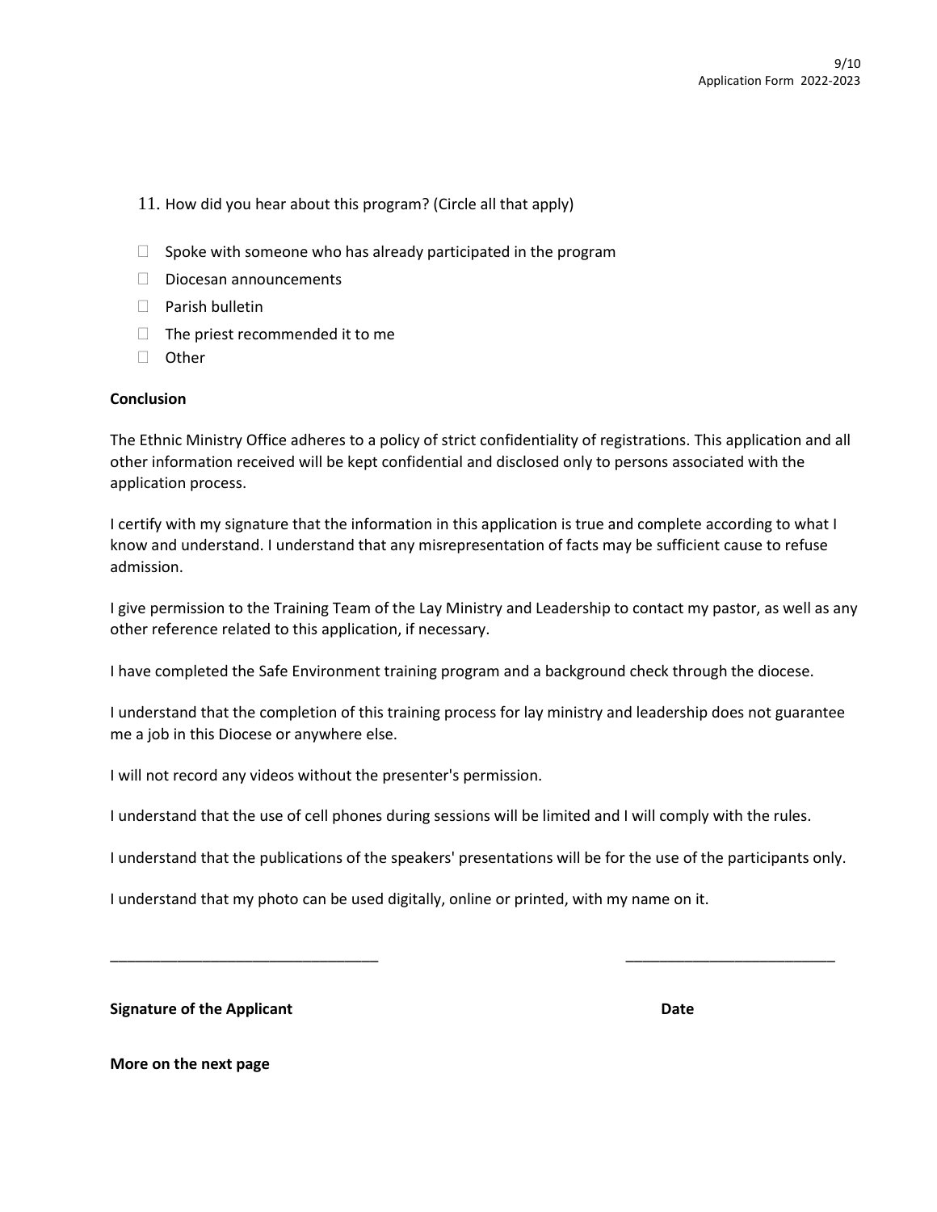11. How did you hear about this program? (Circle all that apply)

- ☐ Spoke with someone who has already participated in the program
- ☐ Diocesan announcements
- ☐ Parish bulletin
- ☐ The priest recommended it to me
- ☐ Other

**Conclusion**

The Ethnic Ministry Office adheres to a policy of strict confidentiality of registrations. This application and all other information received will be kept confidential and disclosed only to persons associated with the application process.

I certify with my signature that the information in this application is true and complete according to what I know and understand. I understand that any misrepresentation of facts may be sufficient cause to refuse admission.

I give permission to the Training Team of the Lay Ministry and Leadership to contact my pastor, as well as any other reference related to this application, if necessary.

I have completed the Safe Environment training program and a background check through the diocese.

I understand that the completion of this training process for lay ministry and leadership does not guarantee me a job in this Diocese or anywhere else.

I will not record any videos without the presenter's permission.

I understand that the use of cell phones during sessions will be limited and I will comply with the rules.

I understand that the publications of the speakers' presentations will be for the use of the participants only.

I understand that my photo can be used digitally, online or printed, with my name on it.

________________________________ ________________________

**Signature of the Applicant** **Date**

**More on the next page**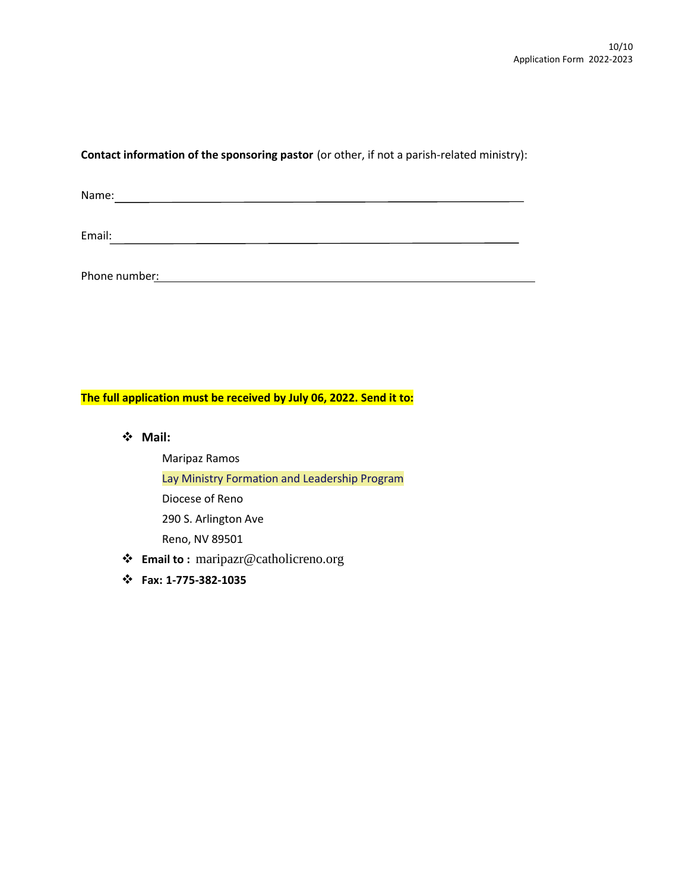**Contact information of the sponsoring pastor** (or other, if not a parish-related ministry):

Name: ______________________________________________

Email: ______________________________________________

Phone number: ______________________________________________

**The full application must be received by July 06, 2022. Send it to:**

- **Mail:**

  Maripaz Ramos

  Lay Ministry Formation and Leadership Program

  Diocese of Reno

  290 S. Arlington Ave

  Reno, NV 89501

- **Email to :** maripazr@catholicreno.org
- **Fax: 1-775-382-1035**